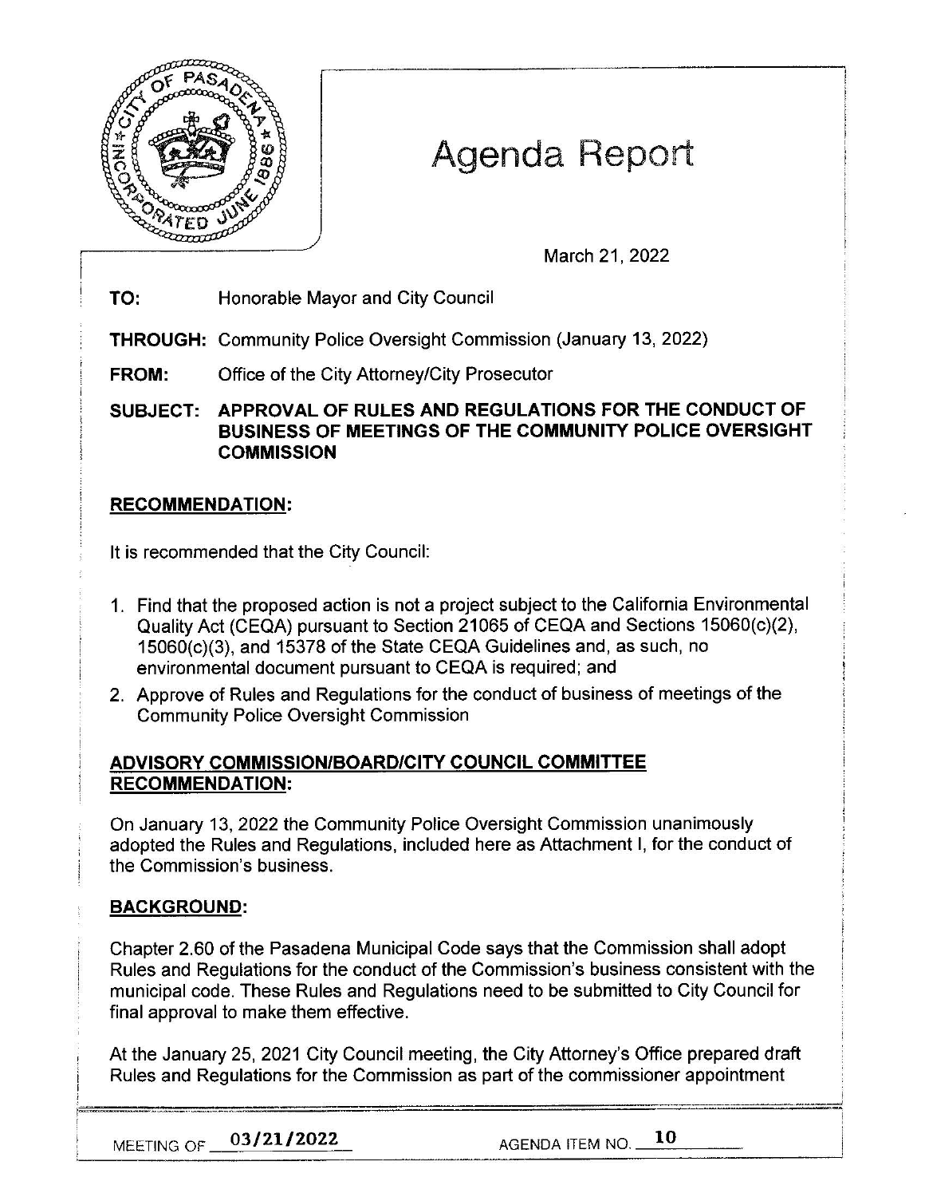# Agenda Report

March 21, 2022

**TO:** Honorable Mayor and City Council

**THROUGH:** Community Police Oversight Commission (January 13, 2022)

**FROM:** Office of the City Attorney/City Prosecutor

**SUBJECT: APPROVAL OF RULES AND REGULATIONS FOR THE CONDUCT OF BUSINESS OF MEETINGS OF THE COMMUNITY POLICE OVERSIGHT COMMISSION**

## RECOMMENDATION:

It is recommended that the City Council:

1. Find that the proposed action is not a project subject to the California Environmental Quality Act (CEQA) pursuant to Section 21065 of CEQA and Sections 15060(c)(2), 15060(c)(3), and 15378 of the State CEQA Guidelines and, as such, no environmental document pursuant to CEQA is required; and
2. Approve of Rules and Regulations for the conduct of business of meetings of the Community Police Oversight Commission

## ADVISORY COMMISSION/BOARD/CITY COUNCIL COMMITTEE RECOMMENDATION:

On January 13, 2022 the Community Police Oversight Commission unanimously adopted the Rules and Regulations, included here as Attachment I, for the conduct of the Commission's business.

## BACKGROUND:

Chapter 2.60 of the Pasadena Municipal Code says that the Commission shall adopt Rules and Regulations for the conduct of the Commission's business consistent with the municipal code. These Rules and Regulations need to be submitted to City Council for final approval to make them effective.

At the January 25, 2021 City Council meeting, the City Attorney's Office prepared draft Rules and Regulations for the Commission as part of the commissioner appointment

MEETING OF 03/21/2022 AGENDA ITEM NO. 10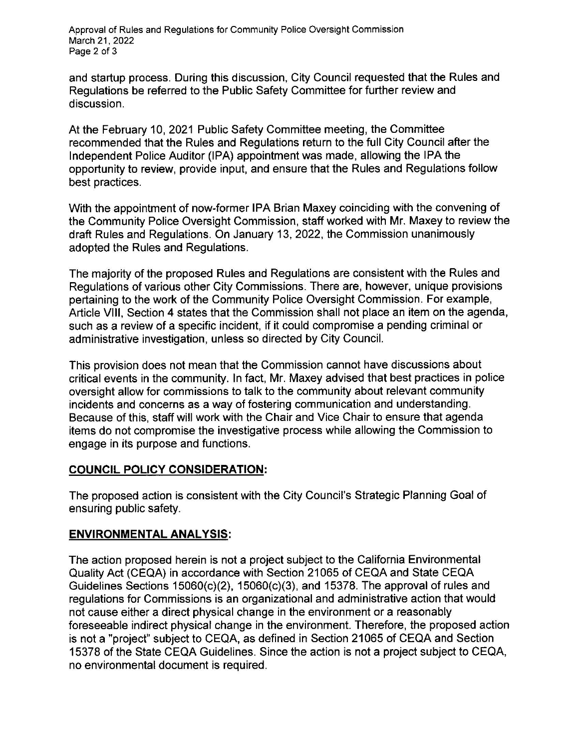and startup process. During this discussion, City Council requested that the Rules and Regulations be referred to the Public Safety Committee for further review and discussion.

At the February 10, 2021 Public Safety Committee meeting, the Committee recommended that the Rules and Regulations return to the full City Council after the Independent Police Auditor (IPA) appointment was made, allowing the IPA the opportunity to review, provide input, and ensure that the Rules and Regulations follow best practices.

With the appointment of now-former IPA Brian Maxey coinciding with the convening of the Community Police Oversight Commission, staff worked with Mr. Maxey to review the draft Rules and Regulations. On January 13, 2022, the Commission unanimously adopted the Rules and Regulations.

The majority of the proposed Rules and Regulations are consistent with the Rules and Regulations of various other City Commissions. There are, however, unique provisions pertaining to the work of the Community Police Oversight Commission. For example, Article VIII, Section 4 states that the Commission shall not place an item on the agenda, such as a review of a specific incident, if it could compromise a pending criminal or administrative investigation, unless so directed by City Council.

This provision does not mean that the Commission cannot have discussions about critical events in the community. In fact, Mr. Maxey advised that best practices in police oversight allow for commissions to talk to the community about relevant community incidents and concerns as a way of fostering communication and understanding. Because of this, staff will work with the Chair and Vice Chair to ensure that agenda items do not compromise the investigative process while allowing the Commission to engage in its purpose and functions.

## COUNCIL POLICY CONSIDERATION:

The proposed action is consistent with the City Council's Strategic Planning Goal of ensuring public safety.

## ENVIRONMENTAL ANALYSIS:

The action proposed herein is not a project subject to the California Environmental Quality Act (CEQA) in accordance with Section 21065 of CEQA and State CEQA Guidelines Sections 15060(c)(2), 15060(c)(3), and 15378. The approval of rules and regulations for Commissions is an organizational and administrative action that would not cause either a direct physical change in the environment or a reasonably foreseeable indirect physical change in the environment. Therefore, the proposed action is not a "project" subject to CEQA, as defined in Section 21065 of CEQA and Section 15378 of the State CEQA Guidelines. Since the action is not a project subject to CEQA, no environmental document is required.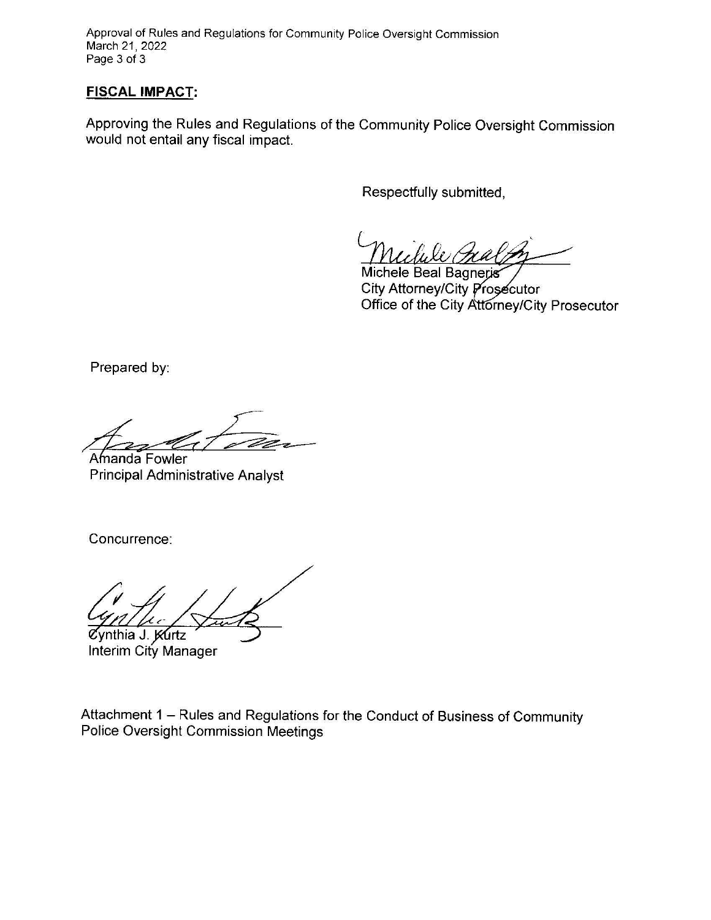## **FISCAL IMPACT:**

Approving the Rules and Regulations of the Community Police Oversight Commission would not entail any fiscal impact.

Respectfully submitted,

Michele Beal Bagneris
City Attorney/City Prosecutor
Office of the City Attorney/City Prosecutor

Prepared by:

Amanda Fowler
Principal Administrative Analyst

Concurrence:

Cynthia J. Kurtz
Interim City Manager

Attachment 1 – Rules and Regulations for the Conduct of Business of Community Police Oversight Commission Meetings